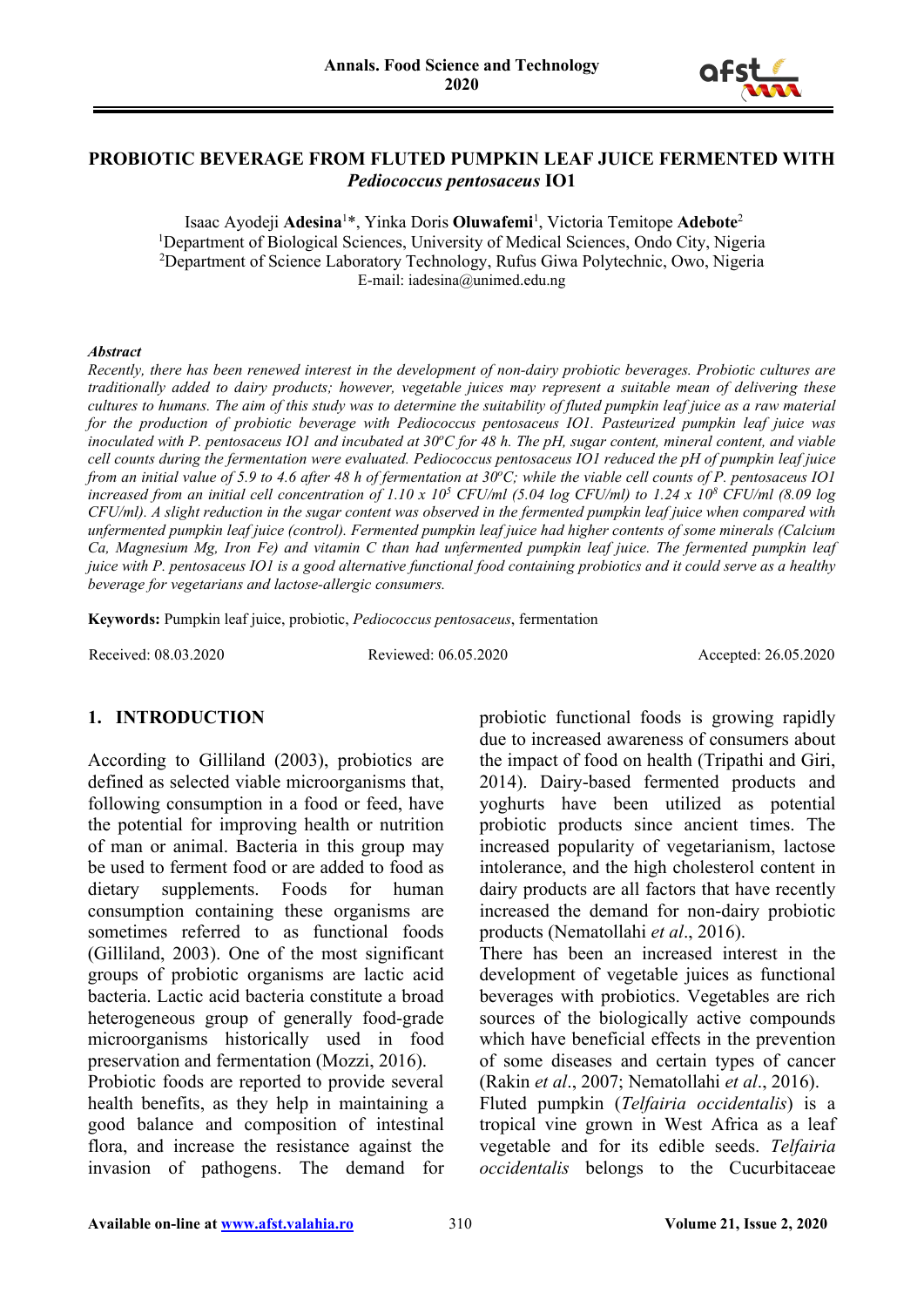# PROBIOTIC BEVERAGE FROM FLUTED PUMPKIN LEAF JUICE FERMENTED WITH *Pediococcus pentosaceus* IO1

Isaac Ayodeji **Adesina**[1]*, Yinka Doris **Oluwafemi**[1], Victoria Temitope **Adebote**[2]

[1]Department of Biological Sciences, University of Medical Sciences, Ondo City, Nigeria
[2]Department of Science Laboratory Technology, Rufus Giwa Polytechnic, Owo, Nigeria
E-mail: iadesina@unimed.edu.ng

### *Abstract*

*Recently, there has been renewed interest in the development of non-dairy probiotic beverages. Probiotic cultures are traditionally added to dairy products; however, vegetable juices may represent a suitable mean of delivering these cultures to humans. The aim of this study was to determine the suitability of fluted pumpkin leaf juice as a raw material for the production of probiotic beverage with Pediococcus pentosaceus IO1. Pasteurized pumpkin leaf juice was inoculated with P. pentosaceus IO1 and incubated at 30ºC for 48 h. The pH, sugar content, mineral content, and viable cell counts during the fermentation were evaluated. Pediococcus pentosaceus IO1 reduced the pH of pumpkin leaf juice from an initial value of 5.9 to 4.6 after 48 h of fermentation at 30ºC; while the viable cell counts of P. pentosaceus IO1 increased from an initial cell concentration of 1.10 x $10^5$ CFU/ml (5.04 log CFU/ml) to 1.24 x $10^8$ CFU/ml (8.09 log CFU/ml). A slight reduction in the sugar content was observed in the fermented pumpkin leaf juice when compared with unfermented pumpkin leaf juice (control). Fermented pumpkin leaf juice had higher contents of some minerals (Calcium Ca, Magnesium Mg, Iron Fe) and vitamin C than had unfermented pumpkin leaf juice. The fermented pumpkin leaf juice with P. pentosaceus IO1 is a good alternative functional food containing probiotics and it could serve as a healthy beverage for vegetarians and lactose-allergic consumers.*

**Keywords:** Pumpkin leaf juice, probiotic, *Pediococcus pentosaceus*, fermentation

Received: 08.03.2020 Reviewed: 06.05.2020 Accepted: 26.05.2020

## 1. INTRODUCTION

According to Gilliland (2003), probiotics are defined as selected viable microorganisms that, following consumption in a food or feed, have the potential for improving health or nutrition of man or animal. Bacteria in this group may be used to ferment food or are added to food as dietary supplements. Foods for human consumption containing these organisms are sometimes referred to as functional foods (Gilliland, 2003). One of the most significant groups of probiotic organisms are lactic acid bacteria. Lactic acid bacteria constitute a broad heterogeneous group of generally food-grade microorganisms historically used in food preservation and fermentation (Mozzi, 2016).

Probiotic foods are reported to provide several health benefits, as they help in maintaining a good balance and composition of intestinal flora, and increase the resistance against the invasion of pathogens. The demand for probiotic functional foods is growing rapidly due to increased awareness of consumers about the impact of food on health (Tripathi and Giri, 2014). Dairy-based fermented products and yoghurts have been utilized as potential probiotic products since ancient times. The increased popularity of vegetarianism, lactose intolerance, and the high cholesterol content in dairy products are all factors that have recently increased the demand for non-dairy probiotic products (Nematollahi *et al*., 2016).

There has been an increased interest in the development of vegetable juices as functional beverages with probiotics. Vegetables are rich sources of the biologically active compounds which have beneficial effects in the prevention of some diseases and certain types of cancer (Rakin *et al*., 2007; Nematollahi *et al*., 2016).

Fluted pumpkin (*Telfairia occidentalis*) is a tropical vine grown in West Africa as a leaf vegetable and for its edible seeds. *Telfairia occidentalis* belongs to the Cucurbitaceae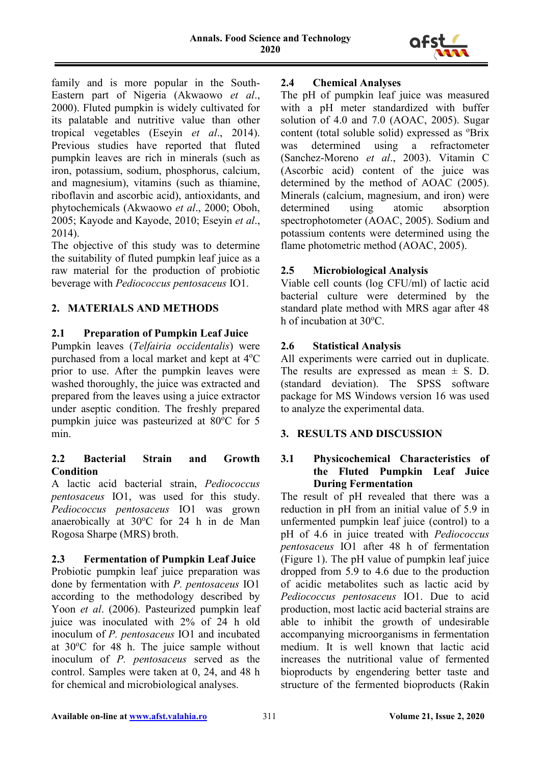family and is more popular in the South-Eastern part of Nigeria (Akwaowo *et al*., 2000). Fluted pumpkin is widely cultivated for its palatable and nutritive value than other tropical vegetables (Eseyin *et al*., 2014). Previous studies have reported that fluted pumpkin leaves are rich in minerals (such as iron, potassium, sodium, phosphorus, calcium, and magnesium), vitamins (such as thiamine, riboflavin and ascorbic acid), antioxidants, and phytochemicals (Akwaowo *et al*., 2000; Oboh, 2005; Kayode and Kayode, 2010; Eseyin *et al*., 2014).

The objective of this study was to determine the suitability of fluted pumpkin leaf juice as a raw material for the production of probiotic beverage with *Pediococcus pentosaceus* IO1.

## 2. MATERIALS AND METHODS

### 2.1 Preparation of Pumpkin Leaf Juice

Pumpkin leaves (*Telfairia occidentalis*) were purchased from a local market and kept at 4°C prior to use. After the pumpkin leaves were washed thoroughly, the juice was extracted and prepared from the leaves using a juice extractor under aseptic condition. The freshly prepared pumpkin juice was pasteurized at 80°C for 5 min.

### 2.2 Bacterial Strain and Growth Condition

A lactic acid bacterial strain, *Pediococcus pentosaceus* IO1, was used for this study. *Pediococcus pentosaceus* IO1 was grown anaerobically at 30°C for 24 h in de Man Rogosa Sharpe (MRS) broth.

### 2.3 Fermentation of Pumpkin Leaf Juice

Probiotic pumpkin leaf juice preparation was done by fermentation with *P. pentosaceus* IO1 according to the methodology described by Yoon *et al*. (2006). Pasteurized pumpkin leaf juice was inoculated with 2% of 24 h old inoculum of *P. pentosaceus* IO1 and incubated at 30°C for 48 h. The juice sample without inoculum of *P. pentosaceus* served as the control. Samples were taken at 0, 24, and 48 h for chemical and microbiological analyses.

### 2.4 Chemical Analyses

The pH of pumpkin leaf juice was measured with a pH meter standardized with buffer solution of 4.0 and 7.0 (AOAC, 2005). Sugar content (total soluble solid) expressed as °Brix was determined using a refractometer (Sanchez-Moreno *et al*., 2003). Vitamin C (Ascorbic acid) content of the juice was determined by the method of AOAC (2005). Minerals (calcium, magnesium, and iron) were determined using atomic absorption spectrophotometer (AOAC, 2005). Sodium and potassium contents were determined using the flame photometric method (AOAC, 2005).

### 2.5 Microbiological Analysis

Viable cell counts (log CFU/ml) of lactic acid bacterial culture were determined by the standard plate method with MRS agar after 48 h of incubation at 30°C.

### 2.6 Statistical Analysis

All experiments were carried out in duplicate. The results are expressed as mean ± S. D. (standard deviation). The SPSS software package for MS Windows version 16 was used to analyze the experimental data.

## 3. RESULTS AND DISCUSSION

### 3.1 Physicochemical Characteristics of the Fluted Pumpkin Leaf Juice During Fermentation

The result of pH revealed that there was a reduction in pH from an initial value of 5.9 in unfermented pumpkin leaf juice (control) to a pH of 4.6 in juice treated with *Pediococcus pentosaceus* IO1 after 48 h of fermentation (Figure 1). The pH value of pumpkin leaf juice dropped from 5.9 to 4.6 due to the production of acidic metabolites such as lactic acid by *Pediococcus pentosaceus* IO1. Due to acid production, most lactic acid bacterial strains are able to inhibit the growth of undesirable accompanying microorganisms in fermentation medium. It is well known that lactic acid increases the nutritional value of fermented bioproducts by engendering better taste and structure of the fermented bioproducts (Rakin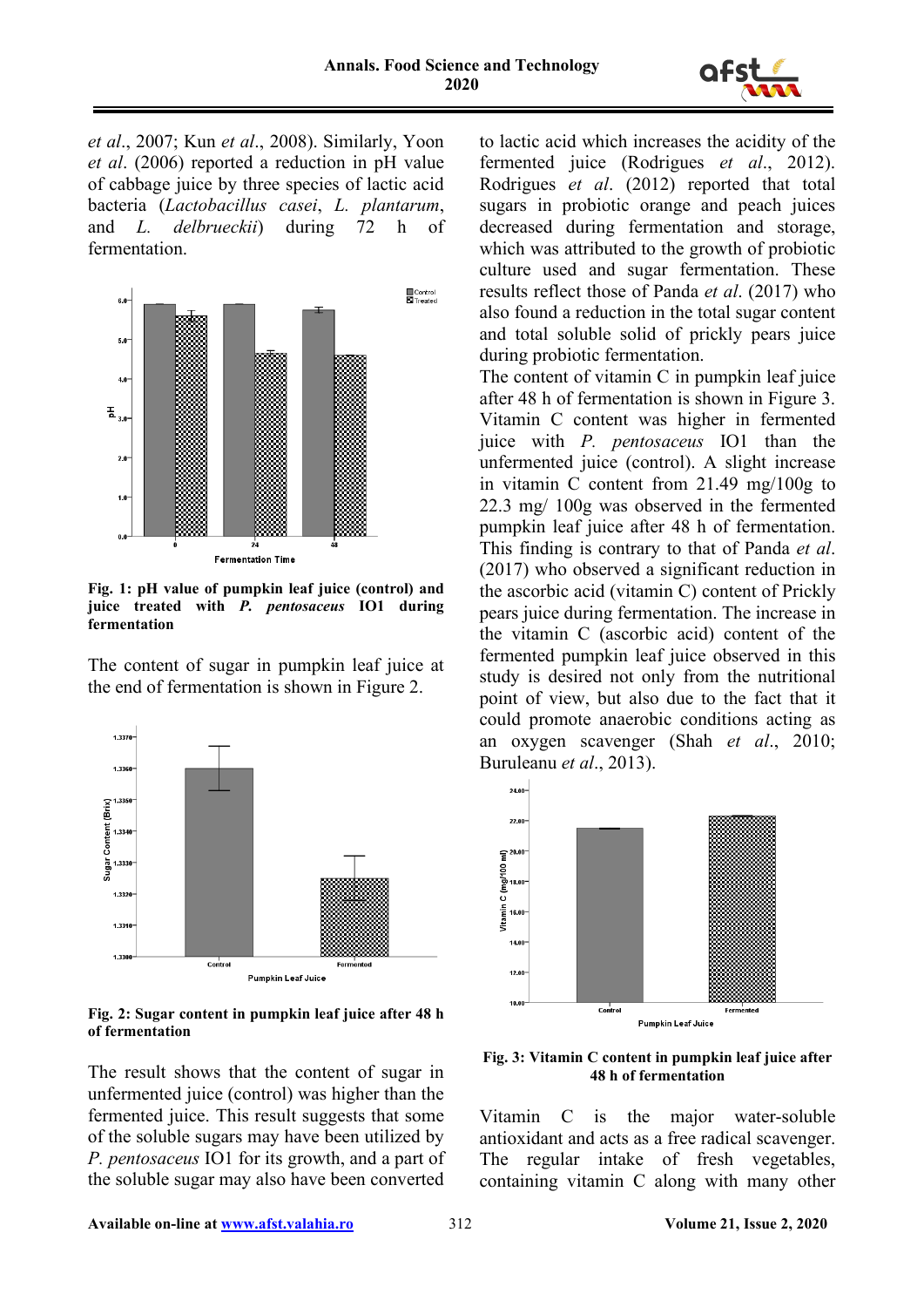*et al*., 2007; Kun *et al*., 2008). Similarly, Yoon *et al*. (2006) reported a reduction in pH value of cabbage juice by three species of lactic acid bacteria (*Lactobacillus casei*, *L. plantarum*, and *L. delbrueckii*) during 72 h of fermentation.

**Fig. 1: pH value of pumpkin leaf juice (control) and juice treated with *P. pentosaceus* IO1 during fermentation**

The content of sugar in pumpkin leaf juice at the end of fermentation is shown in Figure 2.

**Fig. 2: Sugar content in pumpkin leaf juice after 48 h of fermentation**

The result shows that the content of sugar in unfermented juice (control) was higher than the fermented juice. This result suggests that some of the soluble sugars may have been utilized by *P. pentosaceus* IO1 for its growth, and a part of the soluble sugar may also have been converted to lactic acid which increases the acidity of the fermented juice (Rodrigues *et al*., 2012). Rodrigues *et al*. (2012) reported that total sugars in probiotic orange and peach juices decreased during fermentation and storage, which was attributed to the growth of probiotic culture used and sugar fermentation. These results reflect those of Panda *et al*. (2017) who also found a reduction in the total sugar content and total soluble solid of prickly pears juice during probiotic fermentation.

The content of vitamin C in pumpkin leaf juice after 48 h of fermentation is shown in Figure 3. Vitamin C content was higher in fermented juice with *P. pentosaceus* IO1 than the unfermented juice (control). A slight increase in vitamin C content from 21.49 mg/100g to 22.3 mg/ 100g was observed in the fermented pumpkin leaf juice after 48 h of fermentation. This finding is contrary to that of Panda *et al*. (2017) who observed a significant reduction in the ascorbic acid (vitamin C) content of Prickly pears juice during fermentation. The increase in the vitamin C (ascorbic acid) content of the fermented pumpkin leaf juice observed in this study is desired not only from the nutritional point of view, but also due to the fact that it could promote anaerobic conditions acting as an oxygen scavenger (Shah *et al*., 2010; Buruleanu *et al*., 2013).

**Fig. 3: Vitamin C content in pumpkin leaf juice after 48 h of fermentation**

Vitamin C is the major water-soluble antioxidant and acts as a free radical scavenger. The regular intake of fresh vegetables, containing vitamin C along with many other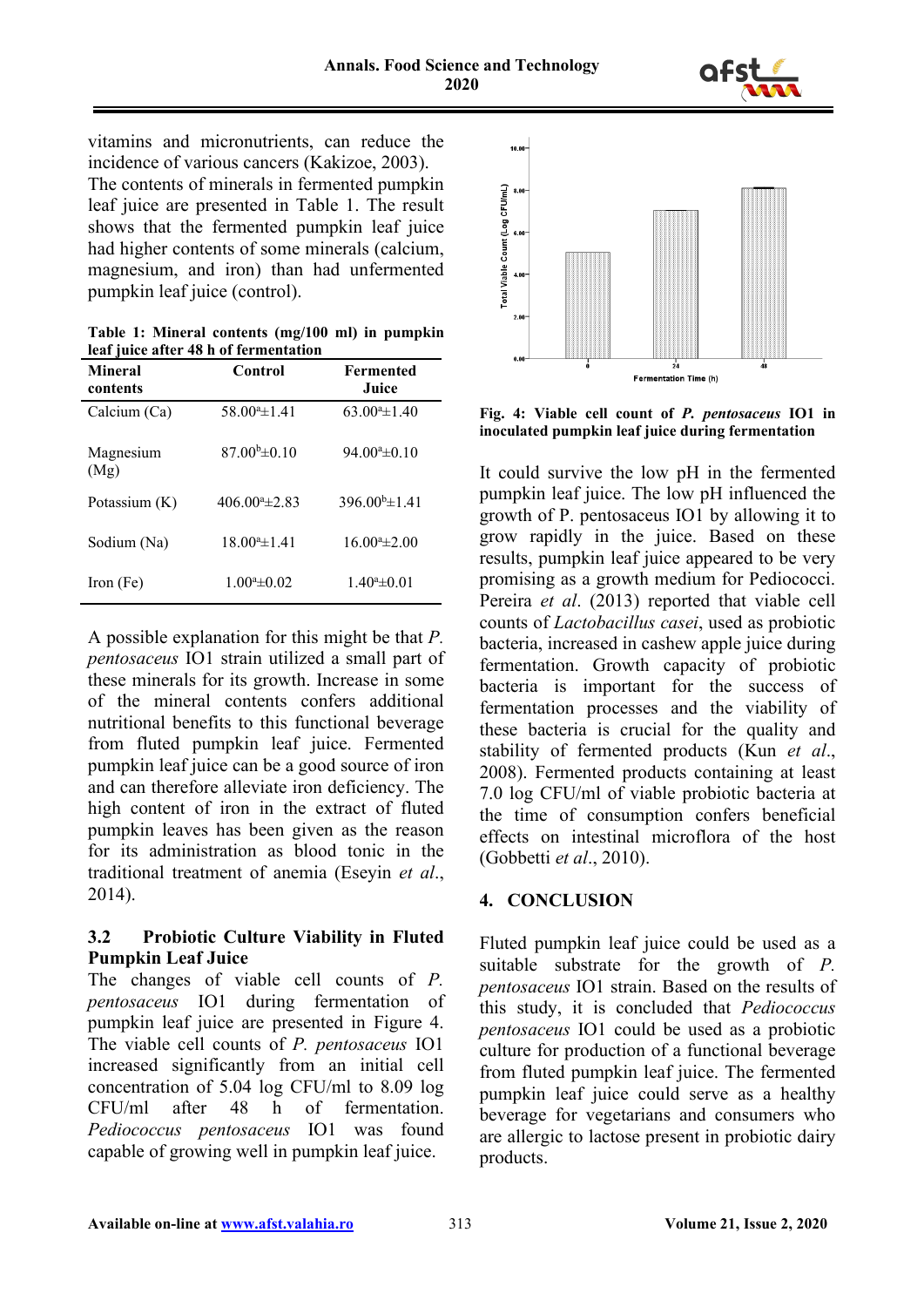vitamins and micronutrients, can reduce the incidence of various cancers (Kakizoe, 2003).

The contents of minerals in fermented pumpkin leaf juice are presented in Table 1. The result shows that the fermented pumpkin leaf juice had higher contents of some minerals (calcium, magnesium, and iron) than had unfermented pumpkin leaf juice (control).

**Table 1: Mineral contents (mg/100 ml) in pumpkin leaf juice after 48 h of fermentation**

| Mineral contents | Control | Fermented Juice |
|---|---|---|
| Calcium (Ca) | $58.00^{a}\pm1.41$ | $63.00^{a}\pm1.40$ |
| Magnesium (Mg) | $87.00^{b}\pm0.10$ | $94.00^{a}\pm0.10$ |
| Potassium (K) | $406.00^{a}\pm2.83$ | $396.00^{b}\pm1.41$ |
| Sodium (Na) | $18.00^{a}\pm1.41$ | $16.00^{a}\pm2.00$ |
| Iron (Fe) | $1.00^{a}\pm0.02$ | $1.40^{a}\pm0.01$ |

A possible explanation for this might be that *P. pentosaceus* IO1 strain utilized a small part of these minerals for its growth. Increase in some of the mineral contents confers additional nutritional benefits to this functional beverage from fluted pumpkin leaf juice. Fermented pumpkin leaf juice can be a good source of iron and can therefore alleviate iron deficiency. The high content of iron in the extract of fluted pumpkin leaves has been given as the reason for its administration as blood tonic in the traditional treatment of anemia (Eseyin *et al*., 2014).

### 3.2 Probiotic Culture Viability in Fluted Pumpkin Leaf Juice

The changes of viable cell counts of *P. pentosaceus* IO1 during fermentation of pumpkin leaf juice are presented in Figure 4. The viable cell counts of *P. pentosaceus* IO1 increased significantly from an initial cell concentration of 5.04 log CFU/ml to 8.09 log CFU/ml after 48 h of fermentation. *Pediococcus pentosaceus* IO1 was found capable of growing well in pumpkin leaf juice.

**Fig. 4: Viable cell count of *P. pentosaceus* IO1 in inoculated pumpkin leaf juice during fermentation**

It could survive the low pH in the fermented pumpkin leaf juice. The low pH influenced the growth of P. pentosaceus IO1 by allowing it to grow rapidly in the juice. Based on these results, pumpkin leaf juice appeared to be very promising as a growth medium for Pediococci. Pereira *et al*. (2013) reported that viable cell counts of *Lactobacillus casei*, used as probiotic bacteria, increased in cashew apple juice during fermentation. Growth capacity of probiotic bacteria is important for the success of fermentation processes and the viability of these bacteria is crucial for the quality and stability of fermented products (Kun *et al*., 2008). Fermented products containing at least 7.0 log CFU/ml of viable probiotic bacteria at the time of consumption confers beneficial effects on intestinal microflora of the host (Gobbetti *et al*., 2010).

## 4. CONCLUSION

Fluted pumpkin leaf juice could be used as a suitable substrate for the growth of *P. pentosaceus* IO1 strain. Based on the results of this study, it is concluded that *Pediococcus pentosaceus* IO1 could be used as a probiotic culture for production of a functional beverage from fluted pumpkin leaf juice. The fermented pumpkin leaf juice could serve as a healthy beverage for vegetarians and consumers who are allergic to lactose present in probiotic dairy products.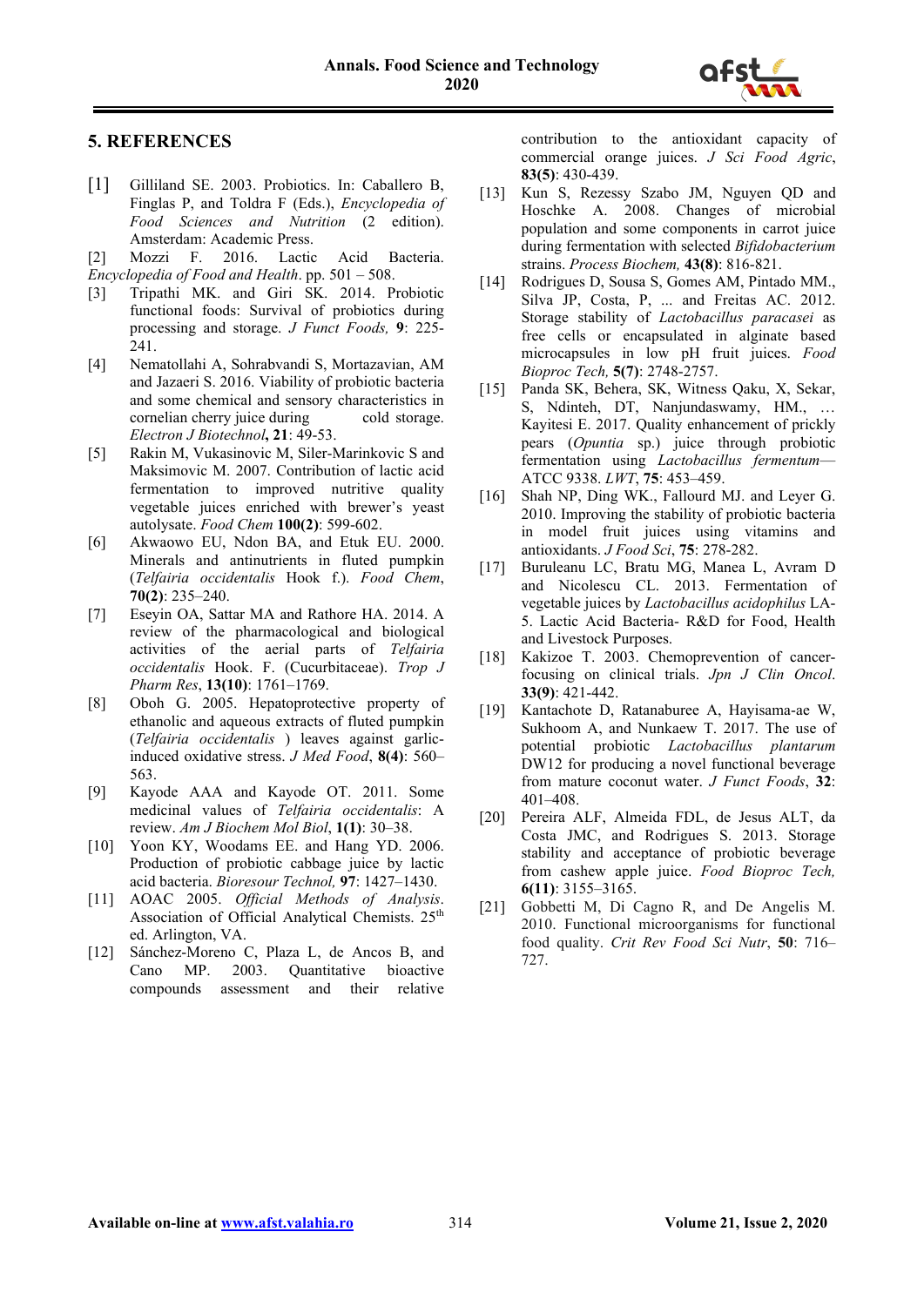## 5. REFERENCES

[1] Gilliland SE. 2003. Probiotics. In: Caballero B, Finglas P, and Toldra F (Eds.), *Encyclopedia of Food Sciences and Nutrition* (2 edition). Amsterdam: Academic Press.

[2] Mozzi F. 2016. Lactic Acid Bacteria. *Encyclopedia of Food and Health*. pp. 501 – 508.

[3] Tripathi MK. and Giri SK. 2014. Probiotic functional foods: Survival of probiotics during processing and storage. *J Funct Foods,* **9**: 225-241.

[4] Nematollahi A, Sohrabvandi S, Mortazavian, AM and Jazaeri S. 2016. Viability of probiotic bacteria and some chemical and sensory characteristics in cornelian cherry juice during cold storage. *Electron J Biotechnol***, 21**: 49-53.

[5] Rakin M, Vukasinovic M, Siler-Marinkovic S and Maksimovic M. 2007. Contribution of lactic acid fermentation to improved nutritive quality vegetable juices enriched with brewer's yeast autolysate. *Food Chem* **100(2)**: 599-602.

[6] Akwaowo EU, Ndon BA, and Etuk EU. 2000. Minerals and antinutrients in fluted pumpkin (*Telfairia occidentalis* Hook f.). *Food Chem*, **70(2)**: 235–240.

[7] Eseyin OA, Sattar MA and Rathore HA. 2014. A review of the pharmacological and biological activities of the aerial parts of *Telfairia occidentalis* Hook. F. (Cucurbitaceae). *Trop J Pharm Res*, **13(10)**: 1761–1769.

[8] Oboh G. 2005. Hepatoprotective property of ethanolic and aqueous extracts of fluted pumpkin (*Telfairia occidentalis* ) leaves against garlic-induced oxidative stress. *J Med Food*, **8(4)**: 560–563.

[9] Kayode AAA and Kayode OT. 2011. Some medicinal values of *Telfairia occidentalis*: A review. *Am J Biochem Mol Biol*, **1(1)**: 30–38.

[10] Yoon KY, Woodams EE. and Hang YD. 2006. Production of probiotic cabbage juice by lactic acid bacteria. *Bioresour Technol,* **97**: 1427–1430.

[11] AOAC 2005. *Official Methods of Analysis*. Association of Official Analytical Chemists. 25th ed. Arlington, VA.

[12] Sánchez-Moreno C, Plaza L, de Ancos B, and Cano MP. 2003. Quantitative bioactive compounds assessment and their relative contribution to the antioxidant capacity of commercial orange juices. *J Sci Food Agric*, **83(5)**: 430-439.

[13] Kun S, Rezessy Szabo JM, Nguyen QD and Hoschke A. 2008. Changes of microbial population and some components in carrot juice during fermentation with selected *Bifidobacterium* strains. *Process Biochem,* **43(8)**: 816-821.

[14] Rodrigues D, Sousa S, Gomes AM, Pintado MM., Silva JP, Costa, P, ... and Freitas AC. 2012. Storage stability of *Lactobacillus paracasei* as free cells or encapsulated in alginate based microcapsules in low pH fruit juices. *Food Bioproc Tech,* **5(7)**: 2748-2757.

[15] Panda SK, Behera, SK, Witness Qaku, X, Sekar, S, Ndinteh, DT, Nanjundaswamy, HM., … Kayitesi E. 2017. Quality enhancement of prickly pears (*Opuntia* sp.) juice through probiotic fermentation using *Lactobacillus fermentum*—ATCC 9338. *LWT*, **75**: 453–459.

[16] Shah NP, Ding WK., Fallourd MJ. and Leyer G. 2010. Improving the stability of probiotic bacteria in model fruit juices using vitamins and antioxidants. *J Food Sci*, **75**: 278-282.

[17] Buruleanu LC, Bratu MG, Manea L, Avram D and Nicolescu CL. 2013. Fermentation of vegetable juices by *Lactobacillus acidophilus* LA-5. Lactic Acid Bacteria- R&D for Food, Health and Livestock Purposes.

[18] Kakizoe T. 2003. Chemoprevention of cancer-focusing on clinical trials. *Jpn J Clin Oncol*. **33(9)**: 421-442.

[19] Kantachote D, Ratanaburee A, Hayisama-ae W, Sukhoom A, and Nunkaew T. 2017. The use of potential probiotic *Lactobacillus plantarum* DW12 for producing a novel functional beverage from mature coconut water. *J Funct Foods*, **32**: 401–408.

[20] Pereira ALF, Almeida FDL, de Jesus ALT, da Costa JMC, and Rodrigues S. 2013. Storage stability and acceptance of probiotic beverage from cashew apple juice. *Food Bioproc Tech,* **6(11)**: 3155–3165.

[21] Gobbetti M, Di Cagno R, and De Angelis M. 2010. Functional microorganisms for functional food quality. *Crit Rev Food Sci Nutr*, **50**: 716–727.